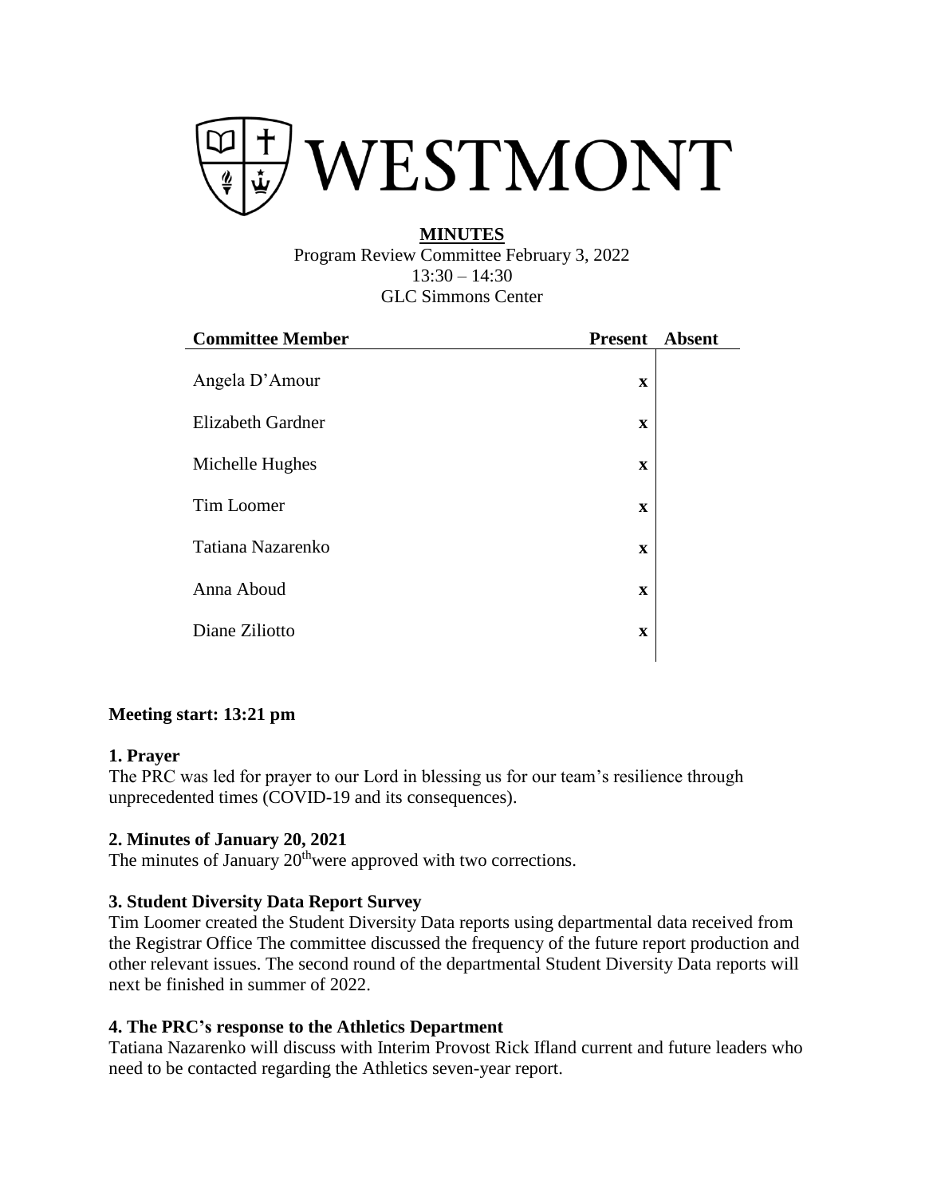WESTMONT

**MINUTES**

Program Review Committee February 3, 2022
13:30 – 14:30
GLC Simmons Center

| Committee Member | Present | Absent |
|---|---|---|
| Angela D'Amour | x | |
| Elizabeth Gardner | x | |
| Michelle Hughes | x | |
| Tim Loomer | x | |
| Tatiana Nazarenko | x | |
| Anna Aboud | x | |
| Diane Ziliotto | x | |

**Meeting start: 13:21 pm**

**1. Prayer**

The PRC was led for prayer to our Lord in blessing us for our team's resilience through unprecedented times (COVID-19 and its consequences).

**2. Minutes of January 20, 2021**

The minutes of January 20th were approved with two corrections.

**3. Student Diversity Data Report Survey**

Tim Loomer created the Student Diversity Data reports using departmental data received from the Registrar Office The committee discussed the frequency of the future report production and other relevant issues. The second round of the departmental Student Diversity Data reports will next be finished in summer of 2022.

**4. The PRC's response to the Athletics Department**

Tatiana Nazarenko will discuss with Interim Provost Rick Ifland current and future leaders who need to be contacted regarding the Athletics seven-year report.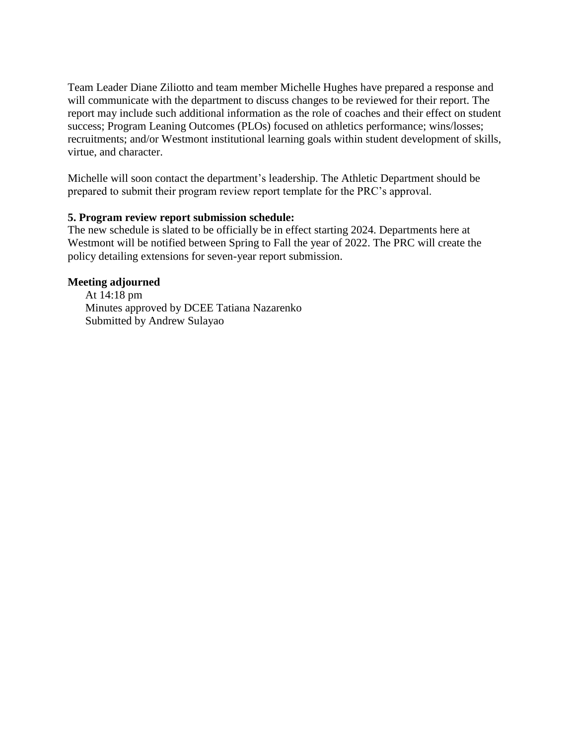Team Leader Diane Ziliotto and team member Michelle Hughes have prepared a response and will communicate with the department to discuss changes to be reviewed for their report. The report may include such additional information as the role of coaches and their effect on student success; Program Leaning Outcomes (PLOs) focused on athletics performance; wins/losses; recruitments; and/or Westmont institutional learning goals within student development of skills, virtue, and character.

Michelle will soon contact the department's leadership. The Athletic Department should be prepared to submit their program review report template for the PRC's approval.

**5. Program review report submission schedule:**
The new schedule is slated to be officially be in effect starting 2024. Departments here at Westmont will be notified between Spring to Fall the year of 2022. The PRC will create the policy detailing extensions for seven-year report submission.

**Meeting adjourned**

At 14:18 pm
Minutes approved by DCEE Tatiana Nazarenko
Submitted by Andrew Sulayao